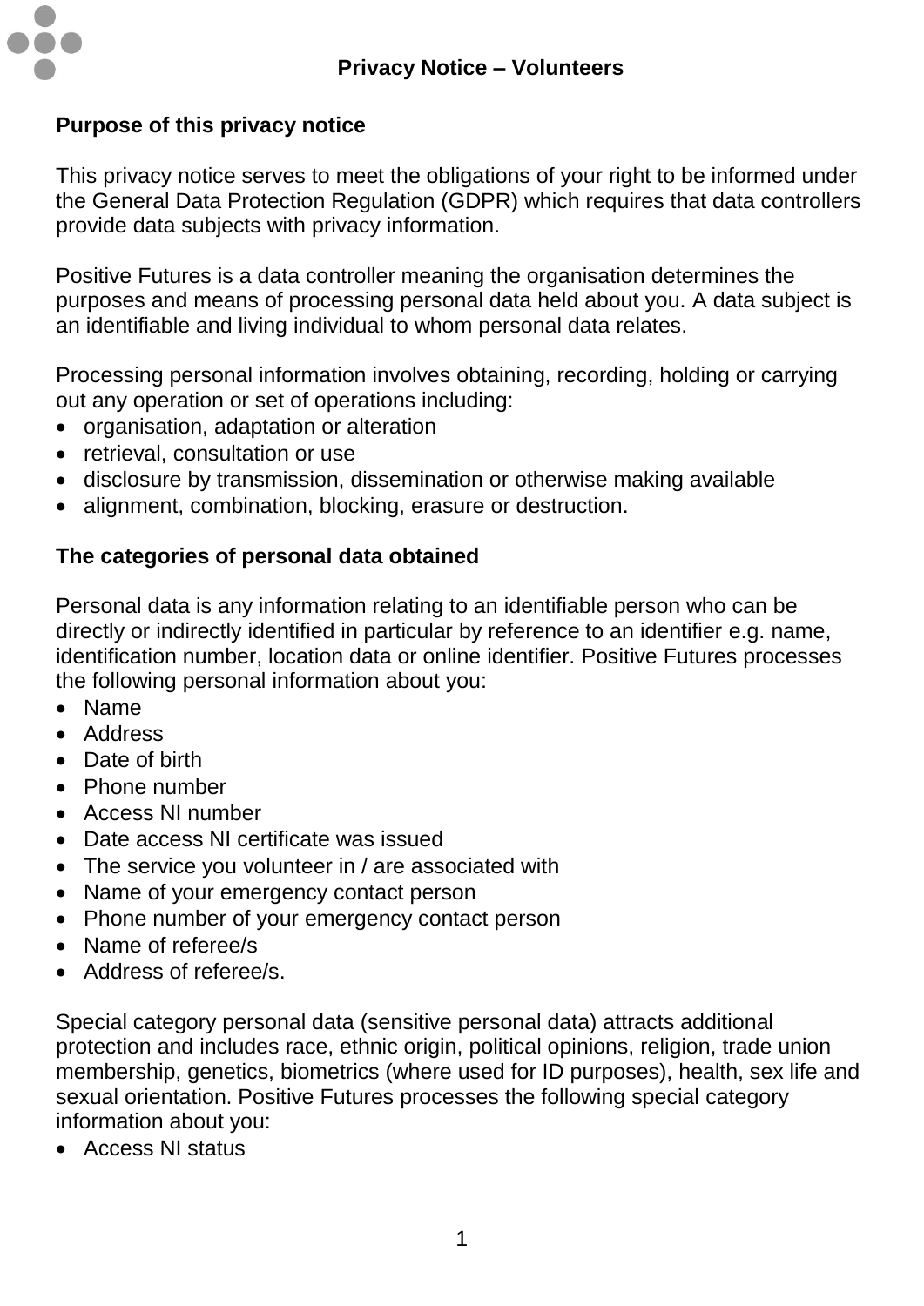# Privacy Notice – Volunteers

## Purpose of this privacy notice

This privacy notice serves to meet the obligations of your right to be informed under the General Data Protection Regulation (GDPR) which requires that data controllers provide data subjects with privacy information.

Positive Futures is a data controller meaning the organisation determines the purposes and means of processing personal data held about you. A data subject is an identifiable and living individual to whom personal data relates.

Processing personal information involves obtaining, recording, holding or carrying out any operation or set of operations including:

- organisation, adaptation or alteration
- retrieval, consultation or use
- disclosure by transmission, dissemination or otherwise making available
- alignment, combination, blocking, erasure or destruction.

## The categories of personal data obtained

Personal data is any information relating to an identifiable person who can be directly or indirectly identified in particular by reference to an identifier e.g. name, identification number, location data or online identifier. Positive Futures processes the following personal information about you:

- Name
- Address
- Date of birth
- Phone number
- Access NI number
- Date access NI certificate was issued
- The service you volunteer in / are associated with
- Name of your emergency contact person
- Phone number of your emergency contact person
- Name of referee/s
- Address of referee/s.

Special category personal data (sensitive personal data) attracts additional protection and includes race, ethnic origin, political opinions, religion, trade union membership, genetics, biometrics (where used for ID purposes), health, sex life and sexual orientation. Positive Futures processes the following special category information about you:

- Access NI status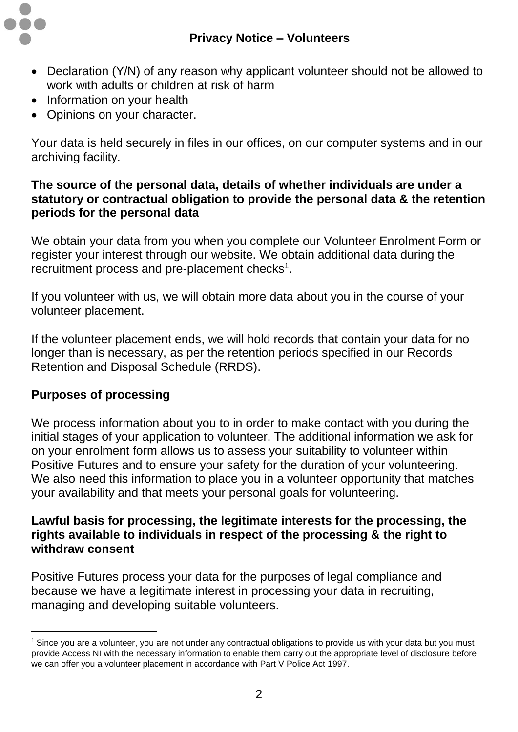- Declaration (Y/N) of any reason why applicant volunteer should not be allowed to work with adults or children at risk of harm
- Information on your health
- Opinions on your character.

Your data is held securely in files in our offices, on our computer systems and in our archiving facility.

**The source of the personal data, details of whether individuals are under a statutory or contractual obligation to provide the personal data & the retention periods for the personal data**

We obtain your data from you when you complete our Volunteer Enrolment Form or register your interest through our website. We obtain additional data during the recruitment process and pre-placement checks[1].

If you volunteer with us, we will obtain more data about you in the course of your volunteer placement.

If the volunteer placement ends, we will hold records that contain your data for no longer than is necessary, as per the retention periods specified in our Records Retention and Disposal Schedule (RRDS).

**Purposes of processing**

We process information about you to in order to make contact with you during the initial stages of your application to volunteer. The additional information we ask for on your enrolment form allows us to assess your suitability to volunteer within Positive Futures and to ensure your safety for the duration of your volunteering. We also need this information to place you in a volunteer opportunity that matches your availability and that meets your personal goals for volunteering.

**Lawful basis for processing, the legitimate interests for the processing, the rights available to individuals in respect of the processing & the right to withdraw consent**

Positive Futures process your data for the purposes of legal compliance and because we have a legitimate interest in processing your data in recruiting, managing and developing suitable volunteers.

[1] Since you are a volunteer, you are not under any contractual obligations to provide us with your data but you must provide Access NI with the necessary information to enable them carry out the appropriate level of disclosure before we can offer you a volunteer placement in accordance with Part V Police Act 1997.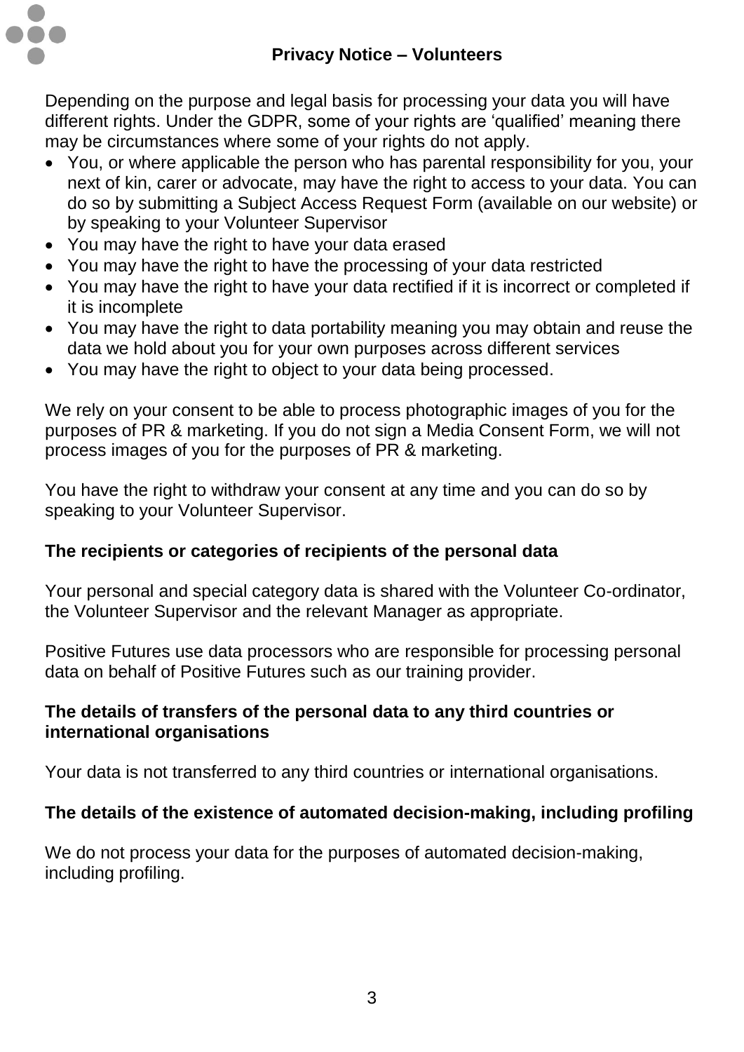Depending on the purpose and legal basis for processing your data you will have different rights. Under the GDPR, some of your rights are 'qualified' meaning there may be circumstances where some of your rights do not apply.

- You, or where applicable the person who has parental responsibility for you, your next of kin, carer or advocate, may have the right to access to your data. You can do so by submitting a Subject Access Request Form (available on our website) or by speaking to your Volunteer Supervisor
- You may have the right to have your data erased
- You may have the right to have the processing of your data restricted
- You may have the right to have your data rectified if it is incorrect or completed if it is incomplete
- You may have the right to data portability meaning you may obtain and reuse the data we hold about you for your own purposes across different services
- You may have the right to object to your data being processed.

We rely on your consent to be able to process photographic images of you for the purposes of PR & marketing. If you do not sign a Media Consent Form, we will not process images of you for the purposes of PR & marketing.

You have the right to withdraw your consent at any time and you can do so by speaking to your Volunteer Supervisor.

**The recipients or categories of recipients of the personal data**

Your personal and special category data is shared with the Volunteer Co-ordinator, the Volunteer Supervisor and the relevant Manager as appropriate.

Positive Futures use data processors who are responsible for processing personal data on behalf of Positive Futures such as our training provider.

**The details of transfers of the personal data to any third countries or international organisations**

Your data is not transferred to any third countries or international organisations.

**The details of the existence of automated decision-making, including profiling**

We do not process your data for the purposes of automated decision-making, including profiling.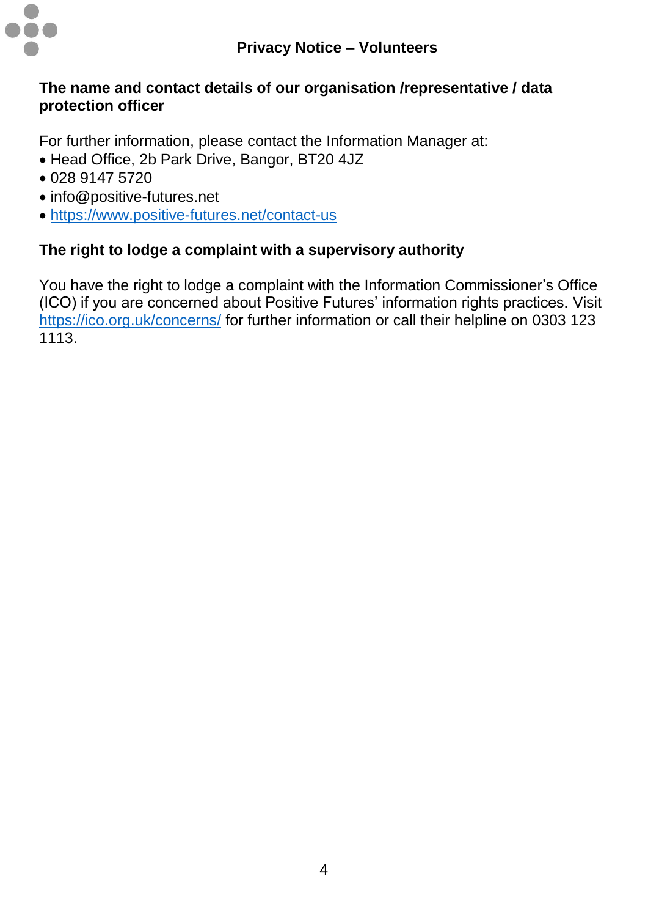## The name and contact details of our organisation /representative / data protection officer

For further information, please contact the Information Manager at:

- Head Office, 2b Park Drive, Bangor, BT20 4JZ
- 028 9147 5720
- info@positive-futures.net
- https://www.positive-futures.net/contact-us

## The right to lodge a complaint with a supervisory authority

You have the right to lodge a complaint with the Information Commissioner's Office (ICO) if you are concerned about Positive Futures' information rights practices. Visit https://ico.org.uk/concerns/ for further information or call their helpline on 0303 123 1113.